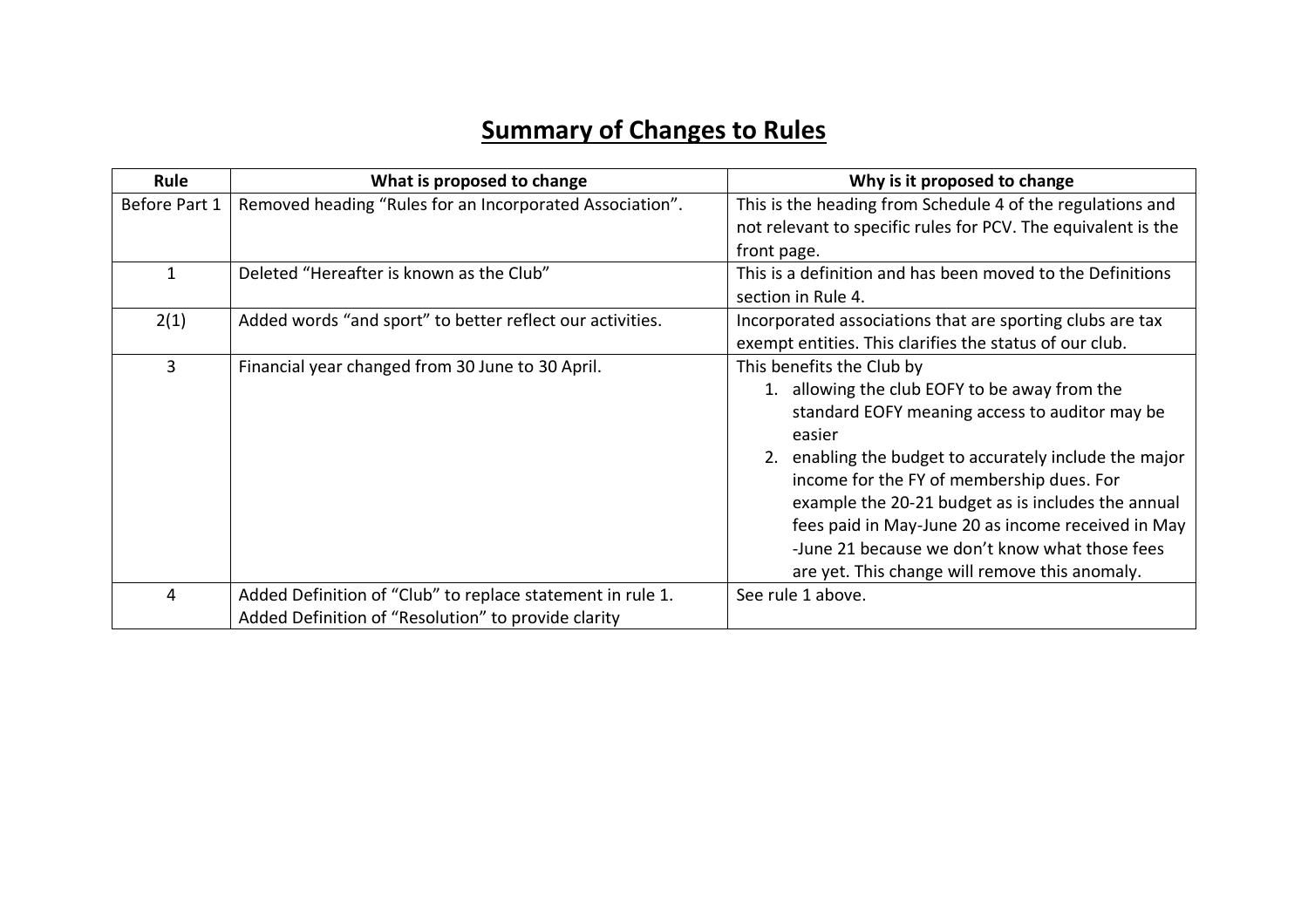# Summary of Changes to Rules

| Rule | What is proposed to change | Why is it proposed to change |
| --- | --- | --- |
| Before Part 1 | Removed heading "Rules for an Incorporated Association". | This is the heading from Schedule 4 of the regulations and not relevant to specific rules for PCV. The equivalent is the front page. |
| 1 | Deleted "Hereafter is known as the Club" | This is a definition and has been moved to the Definitions section in Rule 4. |
| 2(1) | Added words "and sport" to better reflect our activities. | Incorporated associations that are sporting clubs are tax exempt entities. This clarifies the status of our club. |
| 3 | Financial year changed from 30 June to 30 April. | This benefits the Club by<br>1. allowing the club EOFY to be away from the standard EOFY meaning access to auditor may be easier<br>2. enabling the budget to accurately include the major income for the FY of membership dues. For example the 20-21 budget as is includes the annual fees paid in May-June 20 as income received in May -June 21 because we don't know what those fees are yet. This change will remove this anomaly. |
| 4 | Added Definition of "Club" to replace statement in rule 1.<br>Added Definition of "Resolution" to provide clarity | See rule 1 above. |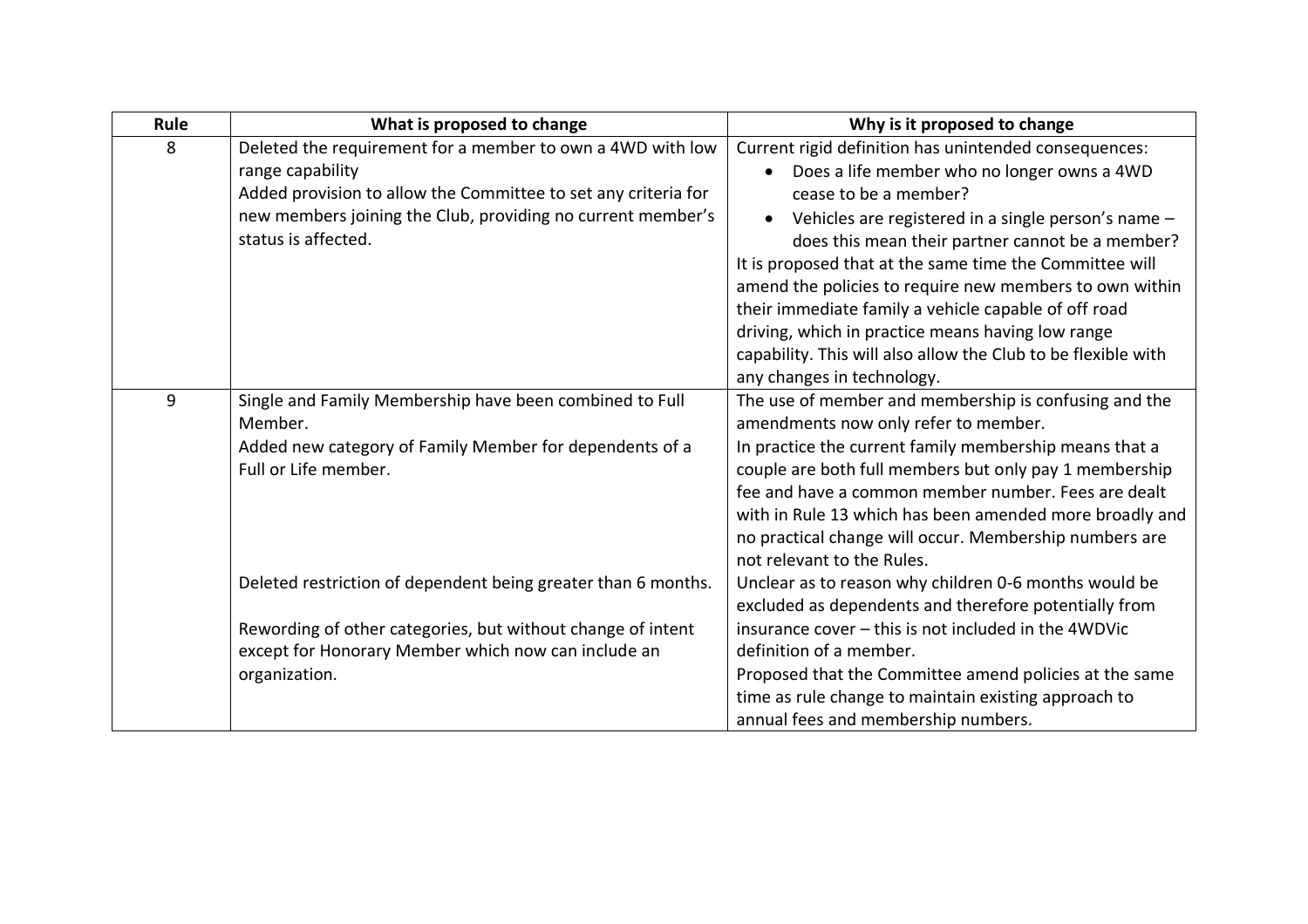| Rule | What is proposed to change | Why is it proposed to change |
|---|---|---|
| 8 | Deleted the requirement for a member to own a 4WD with low range capability<br>Added provision to allow the Committee to set any criteria for new members joining the Club, providing no current member's status is affected. | Current rigid definition has unintended consequences:<br>• Does a life member who no longer owns a 4WD cease to be a member?<br>• Vehicles are registered in a single person's name – does this mean their partner cannot be a member?<br>It is proposed that at the same time the Committee will amend the policies to require new members to own within their immediate family a vehicle capable of off road driving, which in practice means having low range capability. This will also allow the Club to be flexible with any changes in technology. |
| 9 | Single and Family Membership have been combined to Full Member.<br>Added new category of Family Member for dependents of a Full or Life member.<br><br>Deleted restriction of dependent being greater than 6 months.<br><br>Rewording of other categories, but without change of intent except for Honorary Member which now can include an organization. | The use of member and membership is confusing and the amendments now only refer to member.<br>In practice the current family membership means that a couple are both full members but only pay 1 membership fee and have a common member number. Fees are dealt with in Rule 13 which has been amended more broadly and no practical change will occur. Membership numbers are not relevant to the Rules.<br>Unclear as to reason why children 0-6 months would be excluded as dependents and therefore potentially from insurance cover – this is not included in the 4WDVic definition of a member.<br>Proposed that the Committee amend policies at the same time as rule change to maintain existing approach to annual fees and membership numbers. |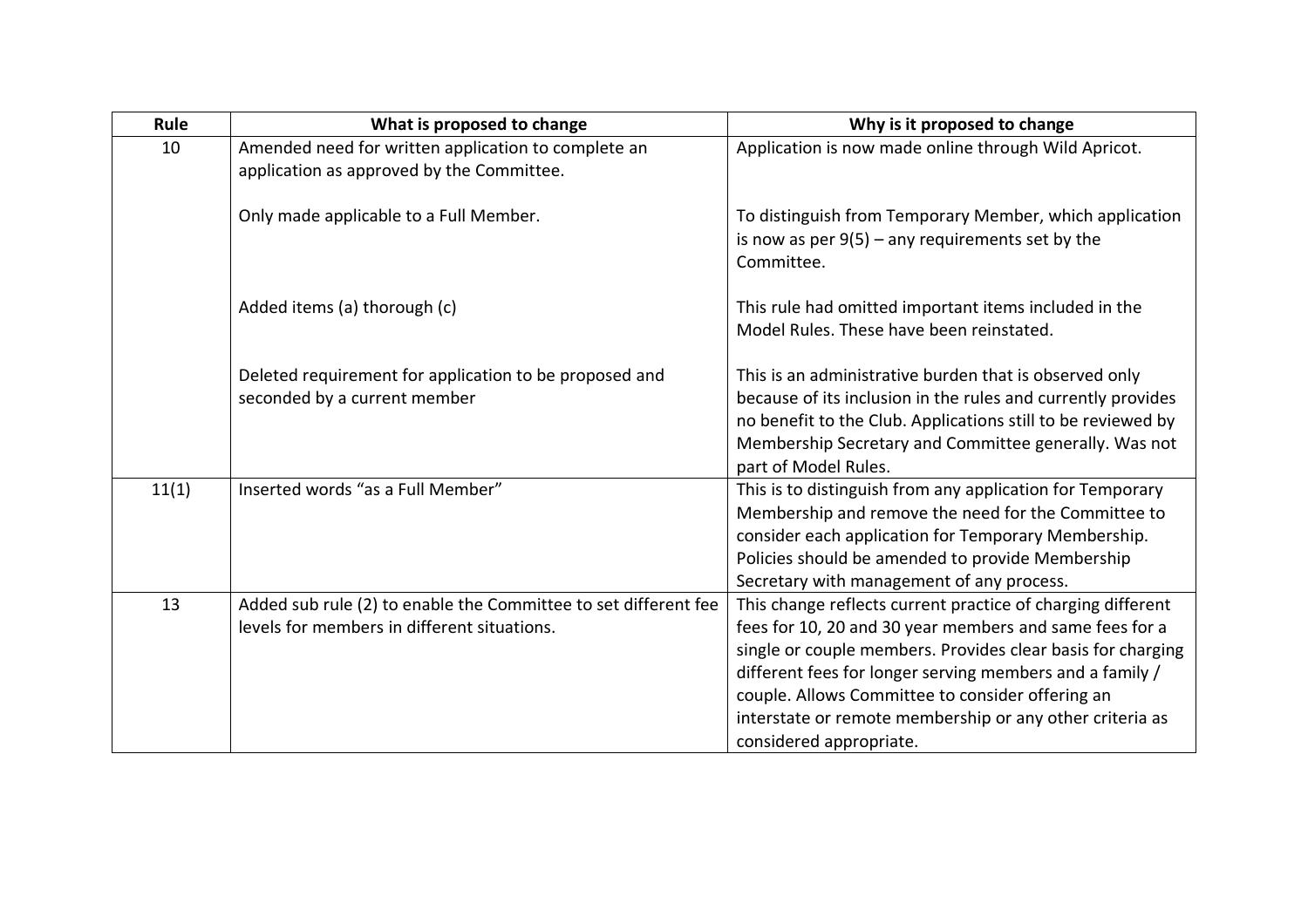| Rule | What is proposed to change | Why is it proposed to change |
|---|---|---|
| 10 | Amended need for written application to complete an application as approved by the Committee.<br><br>Only made applicable to a Full Member.<br><br>Added items (a) thorough (c)<br><br>Deleted requirement for application to be proposed and seconded by a current member | Application is now made online through Wild Apricot.<br><br>To distinguish from Temporary Member, which application is now as per 9(5) – any requirements set by the Committee.<br><br>This rule had omitted important items included in the Model Rules. These have been reinstated.<br><br>This is an administrative burden that is observed only because of its inclusion in the rules and currently provides no benefit to the Club. Applications still to be reviewed by Membership Secretary and Committee generally. Was not part of Model Rules. |
| 11(1) | Inserted words "as a Full Member" | This is to distinguish from any application for Temporary Membership and remove the need for the Committee to consider each application for Temporary Membership. Policies should be amended to provide Membership Secretary with management of any process. |
| 13 | Added sub rule (2) to enable the Committee to set different fee levels for members in different situations. | This change reflects current practice of charging different fees for 10, 20 and 30 year members and same fees for a single or couple members. Provides clear basis for charging different fees for longer serving members and a family / couple. Allows Committee to consider offering an interstate or remote membership or any other criteria as considered appropriate. |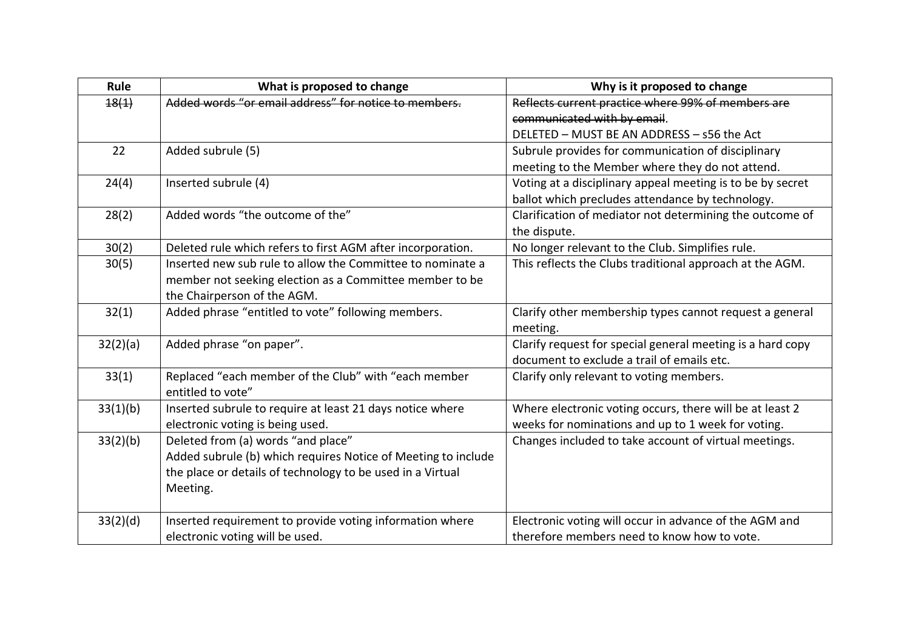| Rule | What is proposed to change | Why is it proposed to change |
|---|---|---|
| ~~18(1)~~ | ~~Added words "or email address" for notice to members.~~ | ~~Reflects current practice where 99% of members are communicated with by email~~.<br>DELETED – MUST BE AN ADDRESS – s56 the Act |
| 22 | Added subrule (5) | Subrule provides for communication of disciplinary meeting to the Member where they do not attend. |
| 24(4) | Inserted subrule (4) | Voting at a disciplinary appeal meeting is to be by secret ballot which precludes attendance by technology. |
| 28(2) | Added words "the outcome of the" | Clarification of mediator not determining the outcome of the dispute. |
| 30(2) | Deleted rule which refers to first AGM after incorporation. | No longer relevant to the Club. Simplifies rule. |
| 30(5) | Inserted new sub rule to allow the Committee to nominate a member not seeking election as a Committee member to be the Chairperson of the AGM. | This reflects the Clubs traditional approach at the AGM. |
| 32(1) | Added phrase "entitled to vote" following members. | Clarify other membership types cannot request a general meeting. |
| 32(2)(a) | Added phrase "on paper". | Clarify request for special general meeting is a hard copy document to exclude a trail of emails etc. |
| 33(1) | Replaced "each member of the Club" with "each member entitled to vote" | Clarify only relevant to voting members. |
| 33(1)(b) | Inserted subrule to require at least 21 days notice where electronic voting is being used. | Where electronic voting occurs, there will be at least 2 weeks for nominations and up to 1 week for voting. |
| 33(2)(b) | Deleted from (a) words "and place"<br>Added subrule (b) which requires Notice of Meeting to include the place or details of technology to be used in a Virtual Meeting. | Changes included to take account of virtual meetings. |
| 33(2)(d) | Inserted requirement to provide voting information where electronic voting will be used. | Electronic voting will occur in advance of the AGM and therefore members need to know how to vote. |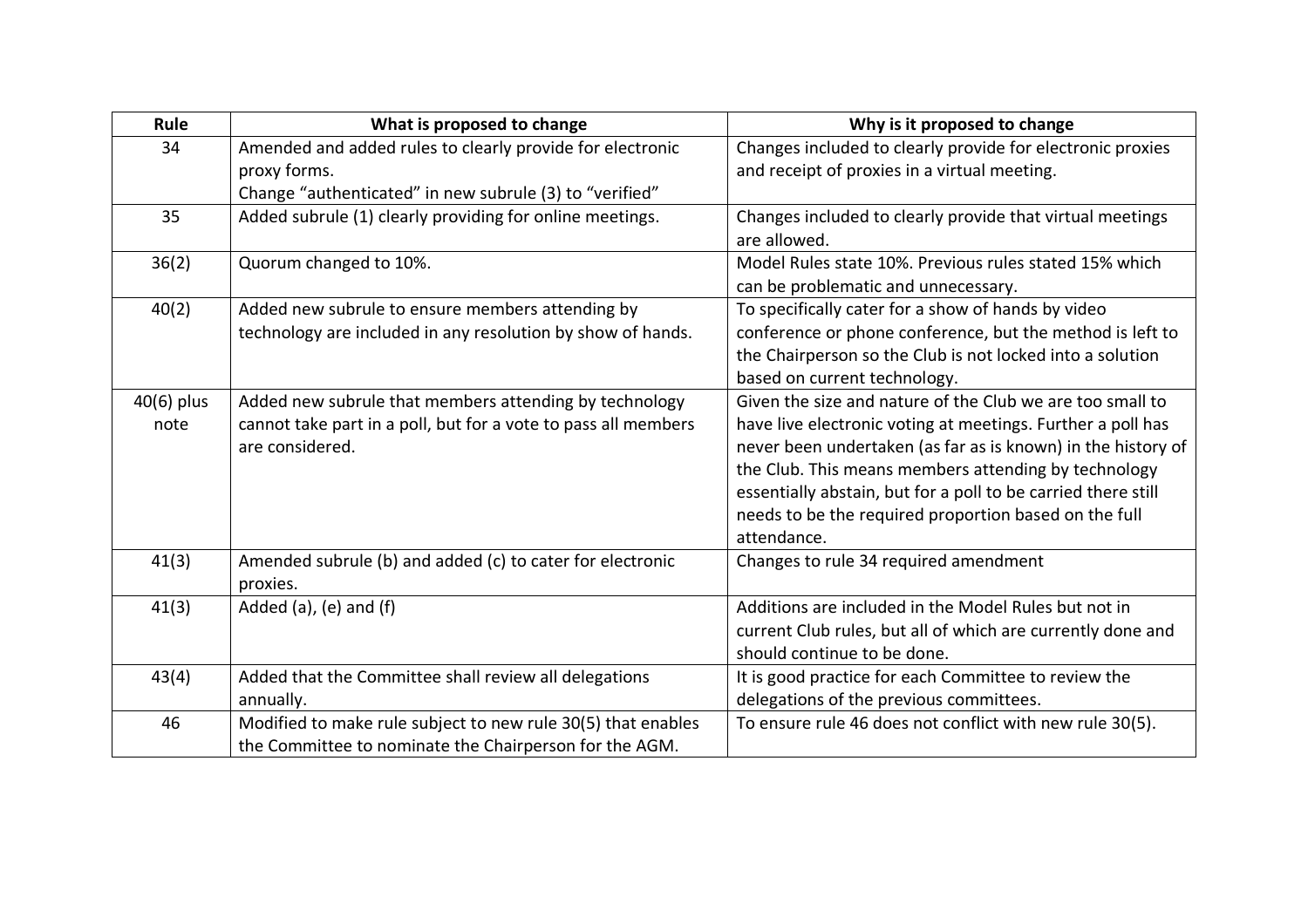| Rule | What is proposed to change | Why is it proposed to change |
|---|---|---|
| 34 | Amended and added rules to clearly provide for electronic proxy forms. Change "authenticated" in new subrule (3) to "verified" | Changes included to clearly provide for electronic proxies and receipt of proxies in a virtual meeting. |
| 35 | Added subrule (1) clearly providing for online meetings. | Changes included to clearly provide that virtual meetings are allowed. |
| 36(2) | Quorum changed to 10%. | Model Rules state 10%. Previous rules stated 15% which can be problematic and unnecessary. |
| 40(2) | Added new subrule to ensure members attending by technology are included in any resolution by show of hands. | To specifically cater for a show of hands by video conference or phone conference, but the method is left to the Chairperson so the Club is not locked into a solution based on current technology. |
| 40(6) plus note | Added new subrule that members attending by technology cannot take part in a poll, but for a vote to pass all members are considered. | Given the size and nature of the Club we are too small to have live electronic voting at meetings. Further a poll has never been undertaken (as far as is known) in the history of the Club. This means members attending by technology essentially abstain, but for a poll to be carried there still needs to be the required proportion based on the full attendance. |
| 41(3) | Amended subrule (b) and added (c) to cater for electronic proxies. | Changes to rule 34 required amendment |
| 41(3) | Added (a), (e) and (f) | Additions are included in the Model Rules but not in current Club rules, but all of which are currently done and should continue to be done. |
| 43(4) | Added that the Committee shall review all delegations annually. | It is good practice for each Committee to review the delegations of the previous committees. |
| 46 | Modified to make rule subject to new rule 30(5) that enables the Committee to nominate the Chairperson for the AGM. | To ensure rule 46 does not conflict with new rule 30(5). |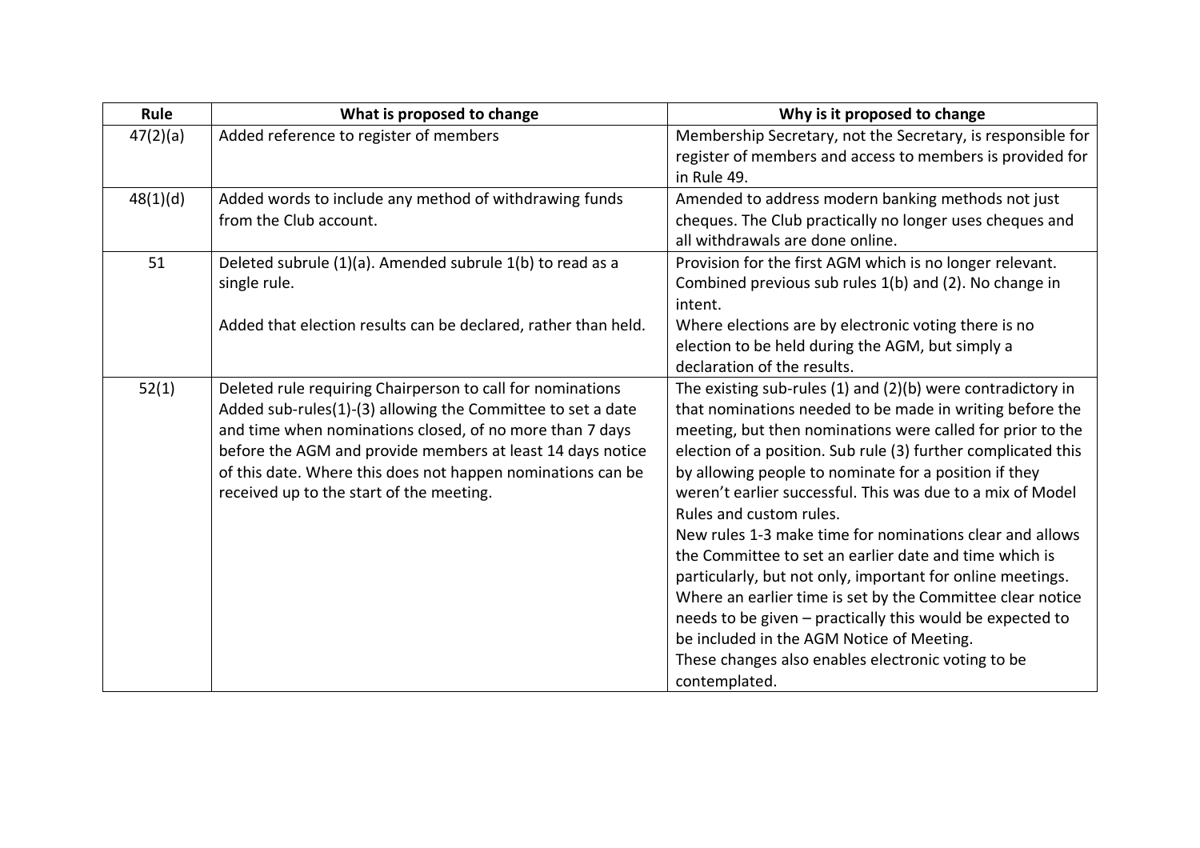| Rule | What is proposed to change | Why is it proposed to change |
|---|---|---|
| 47(2)(a) | Added reference to register of members | Membership Secretary, not the Secretary, is responsible for register of members and access to members is provided for in Rule 49. |
| 48(1)(d) | Added words to include any method of withdrawing funds from the Club account. | Amended to address modern banking methods not just cheques. The Club practically no longer uses cheques and all withdrawals are done online. |
| 51 | Deleted subrule (1)(a). Amended subrule 1(b) to read as a single rule.<br><br>Added that election results can be declared, rather than held. | Provision for the first AGM which is no longer relevant. Combined previous sub rules 1(b) and (2). No change in intent.<br>Where elections are by electronic voting there is no election to be held during the AGM, but simply a declaration of the results. |
| 52(1) | Deleted rule requiring Chairperson to call for nominations Added sub-rules(1)-(3) allowing the Committee to set a date and time when nominations closed, of no more than 7 days before the AGM and provide members at least 14 days notice of this date. Where this does not happen nominations can be received up to the start of the meeting. | The existing sub-rules (1) and (2)(b) were contradictory in that nominations needed to be made in writing before the meeting, but then nominations were called for prior to the election of a position. Sub rule (3) further complicated this by allowing people to nominate for a position if they weren't earlier successful. This was due to a mix of Model Rules and custom rules.<br>New rules 1-3 make time for nominations clear and allows the Committee to set an earlier date and time which is particularly, but not only, important for online meetings. Where an earlier time is set by the Committee clear notice needs to be given – practically this would be expected to be included in the AGM Notice of Meeting.<br>These changes also enables electronic voting to be contemplated. |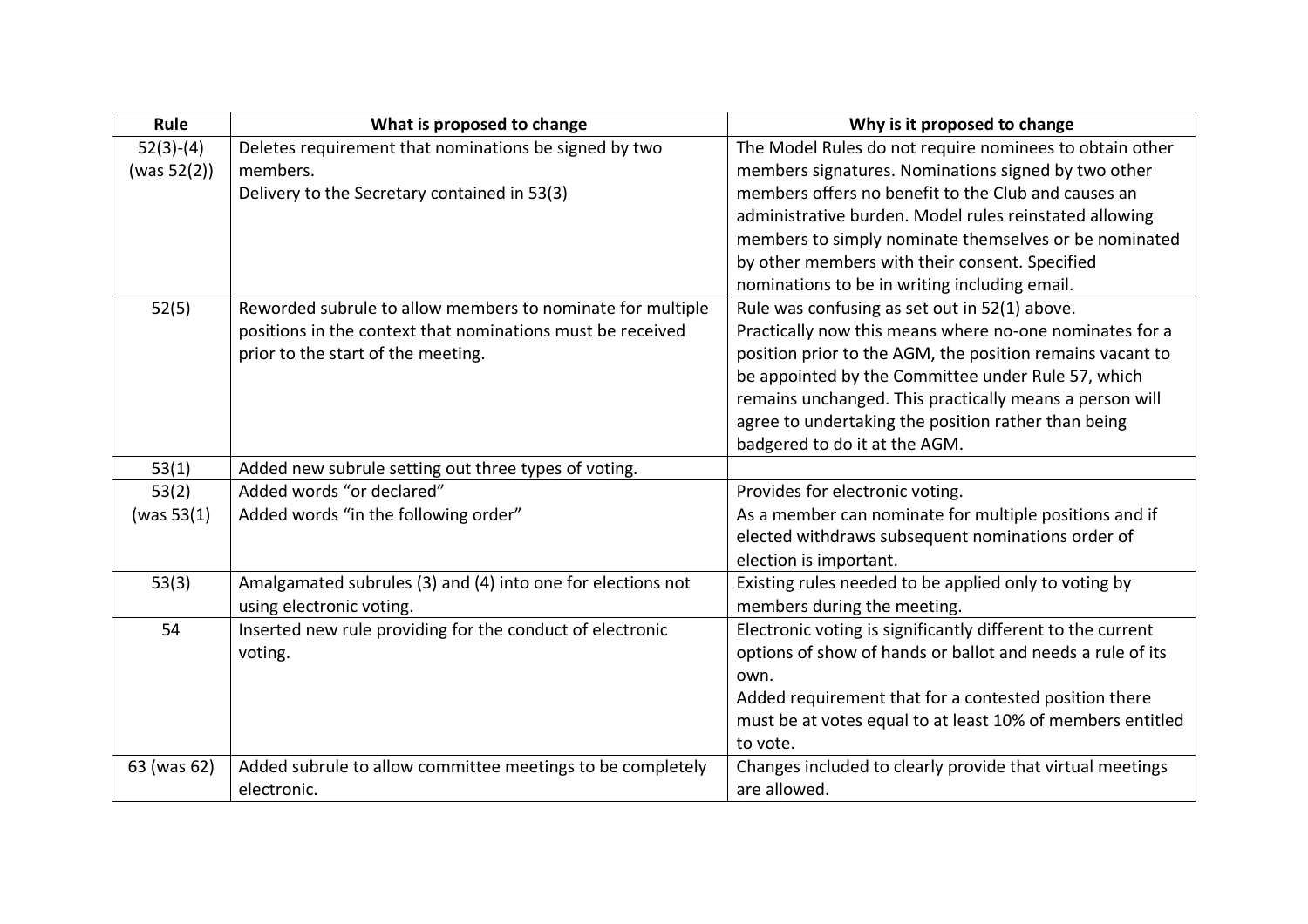| Rule | What is proposed to change | Why is it proposed to change |
|---|---|---|
| 52(3)-(4) (was 52(2)) | Deletes requirement that nominations be signed by two members. Delivery to the Secretary contained in 53(3) | The Model Rules do not require nominees to obtain other members signatures. Nominations signed by two other members offers no benefit to the Club and causes an administrative burden. Model rules reinstated allowing members to simply nominate themselves or be nominated by other members with their consent. Specified nominations to be in writing including email. |
| 52(5) | Reworded subrule to allow members to nominate for multiple positions in the context that nominations must be received prior to the start of the meeting. | Rule was confusing as set out in 52(1) above. Practically now this means where no-one nominates for a position prior to the AGM, the position remains vacant to be appointed by the Committee under Rule 57, which remains unchanged. This practically means a person will agree to undertaking the position rather than being badgered to do it at the AGM. |
| 53(1) | Added new subrule setting out three types of voting. | |
| 53(2) (was 53(1) | Added words "or declared" Added words "in the following order" | Provides for electronic voting. As a member can nominate for multiple positions and if elected withdraws subsequent nominations order of election is important. |
| 53(3) | Amalgamated subrules (3) and (4) into one for elections not using electronic voting. | Existing rules needed to be applied only to voting by members during the meeting. |
| 54 | Inserted new rule providing for the conduct of electronic voting. | Electronic voting is significantly different to the current options of show of hands or ballot and needs a rule of its own. Added requirement that for a contested position there must be at votes equal to at least 10% of members entitled to vote. |
| 63 (was 62) | Added subrule to allow committee meetings to be completely electronic. | Changes included to clearly provide that virtual meetings are allowed. |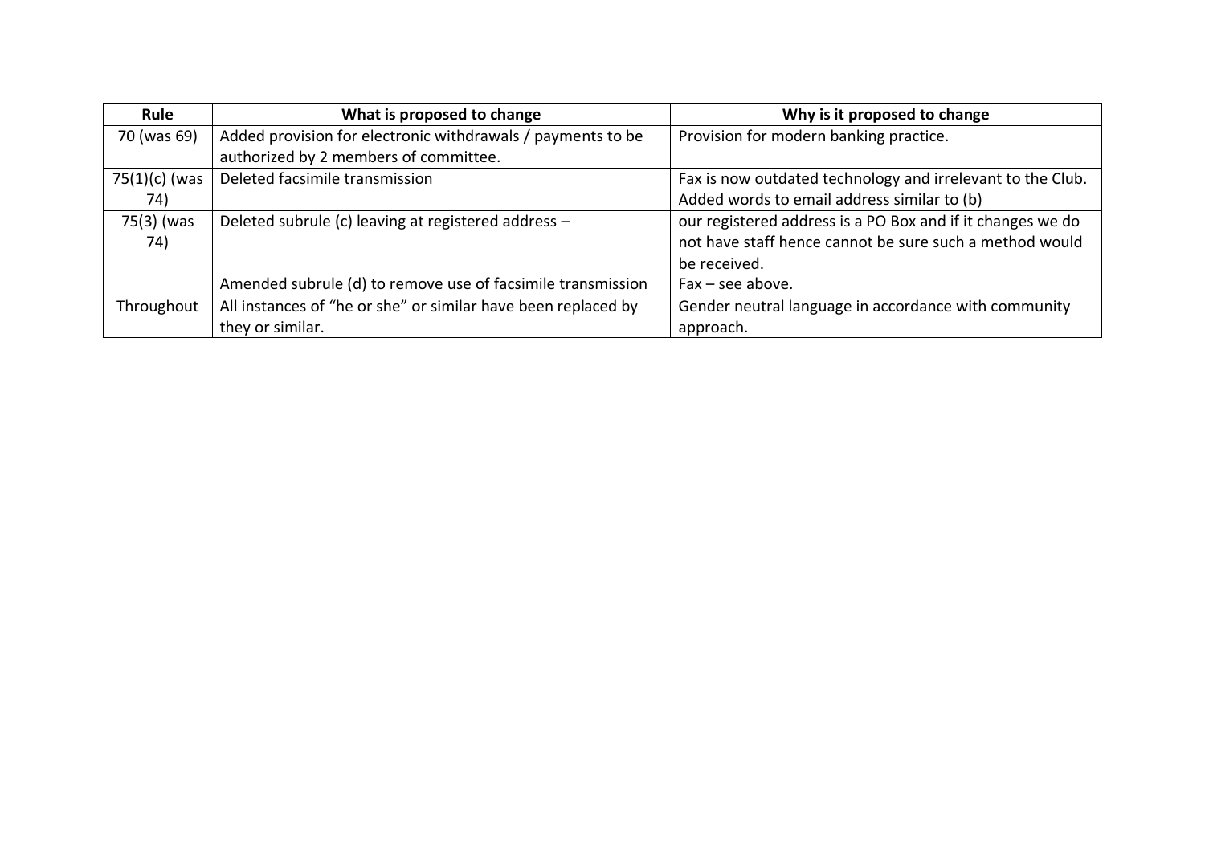| Rule | What is proposed to change | Why is it proposed to change |
|---|---|---|
| 70 (was 69) | Added provision for electronic withdrawals / payments to be authorized by 2 members of committee. | Provision for modern banking practice. |
| 75(1)(c) (was 74) | Deleted facsimile transmission | Fax is now outdated technology and irrelevant to the Club. Added words to email address similar to (b) |
| 75(3) (was 74) | Deleted subrule (c) leaving at registered address –<br><br>Amended subrule (d) to remove use of facsimile transmission | our registered address is a PO Box and if it changes we do not have staff hence cannot be sure such a method would be received.<br>Fax – see above. |
| Throughout | All instances of “he or she” or similar have been replaced by they or similar. | Gender neutral language in accordance with community approach. |